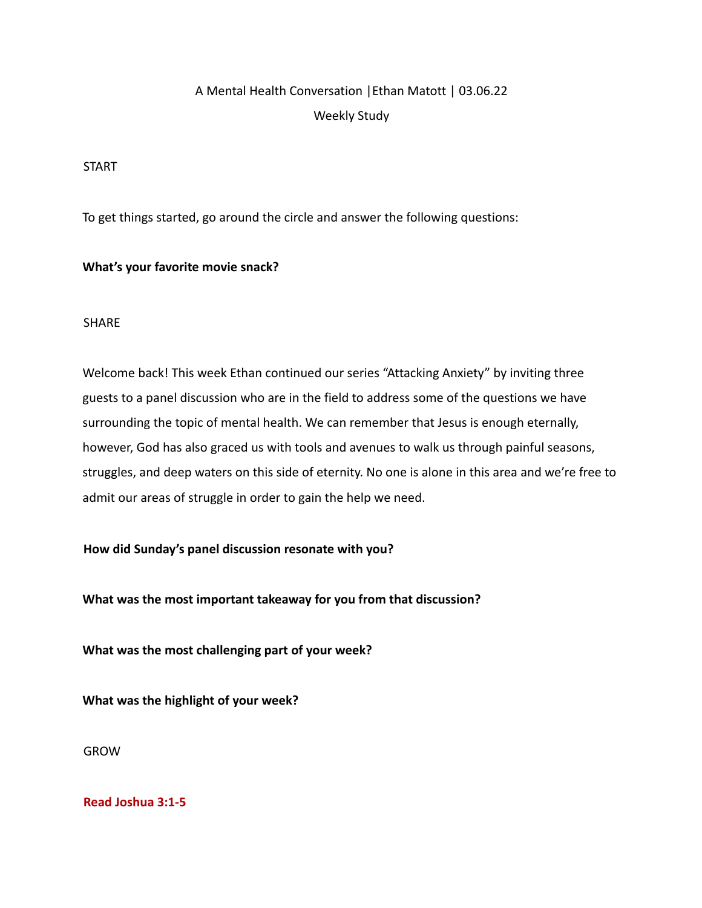A Mental Health Conversation |Ethan Matott | 03.06.22

Weekly Study

## START

To get things started, go around the circle and answer the following questions:

**What's your favorite movie snack?**

## SHARE

Welcome back! This week Ethan continued our series "Attacking Anxiety" by inviting three guests to a panel discussion who are in the field to address some of the questions we have surrounding the topic of mental health. We can remember that Jesus is enough eternally, however, God has also graced us with tools and avenues to walk us through painful seasons, struggles, and deep waters on this side of eternity. No one is alone in this area and we're free to admit our areas of struggle in order to gain the help we need.

**How did Sunday's panel discussion resonate with you?**

**What was the most important takeaway for you from that discussion?**

**What was the most challenging part of your week?**

**What was the highlight of your week?**

## GROW

**Read Joshua 3:1-5**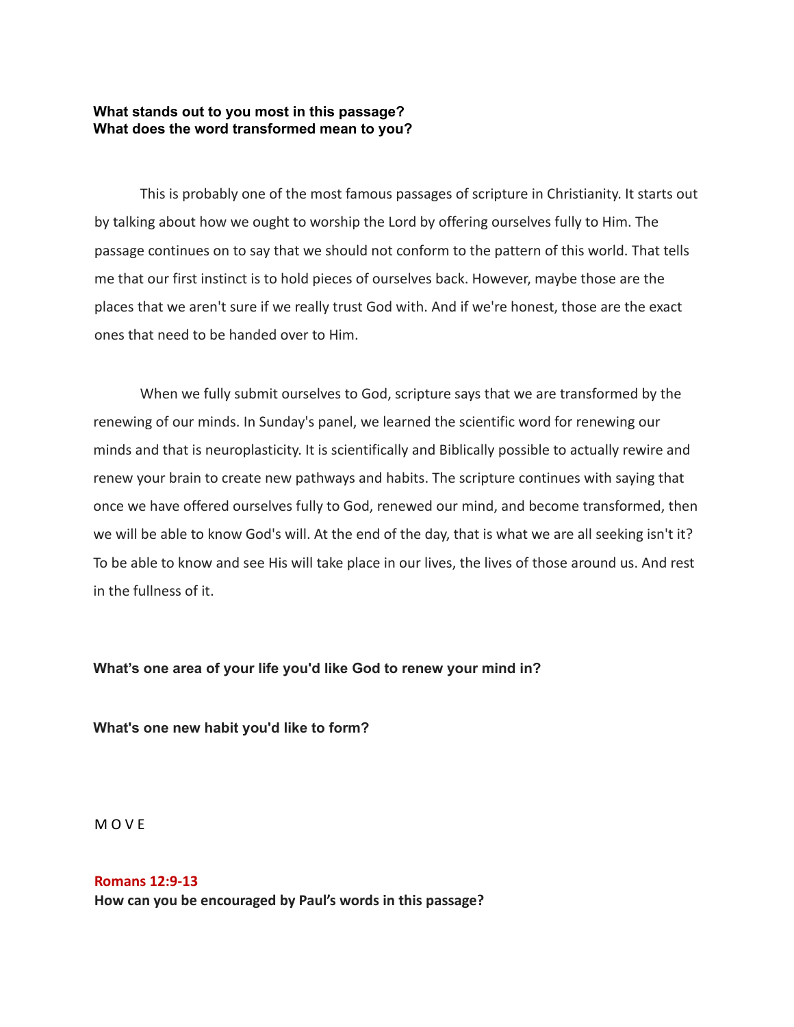**What stands out to you most in this passage?**
**What does the word transformed mean to you?**

This is probably one of the most famous passages of scripture in Christianity. It starts out by talking about how we ought to worship the Lord by offering ourselves fully to Him. The passage continues on to say that we should not conform to the pattern of this world. That tells me that our first instinct is to hold pieces of ourselves back. However, maybe those are the places that we aren't sure if we really trust God with. And if we're honest, those are the exact ones that need to be handed over to Him.

When we fully submit ourselves to God, scripture says that we are transformed by the renewing of our minds. In Sunday's panel, we learned the scientific word for renewing our minds and that is neuroplasticity. It is scientifically and Biblically possible to actually rewire and renew your brain to create new pathways and habits. The scripture continues with saying that once we have offered ourselves fully to God, renewed our mind, and become transformed, then we will be able to know God's will. At the end of the day, that is what we are all seeking isn't it? To be able to know and see His will take place in our lives, the lives of those around us. And rest in the fullness of it.

**What's one area of your life you'd like God to renew your mind in?**

**What's one new habit you'd like to form?**

M O V E

**Romans 12:9-13**
**How can you be encouraged by Paul's words in this passage?**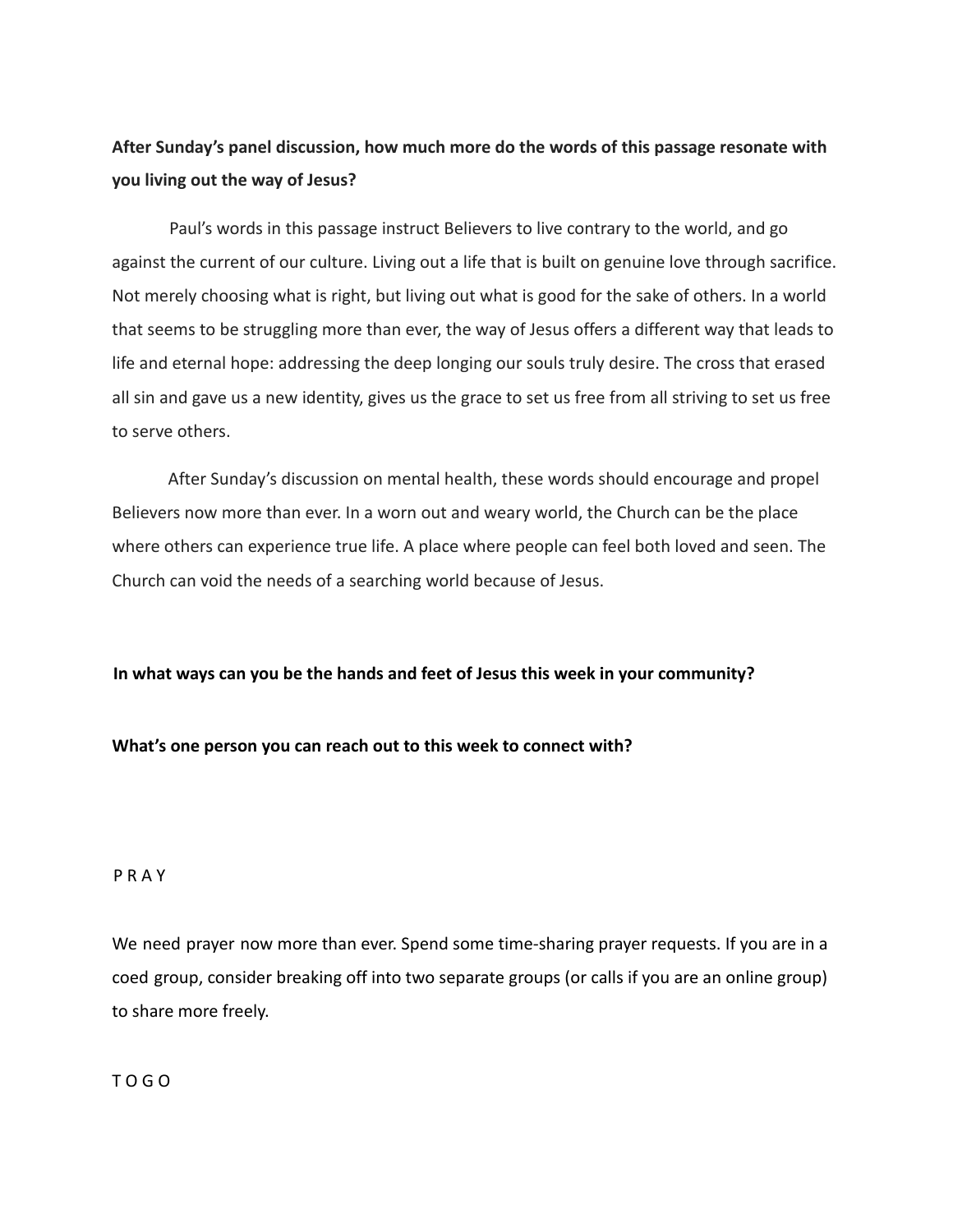**After Sunday's panel discussion, how much more do the words of this passage resonate with you living out the way of Jesus?**

Paul's words in this passage instruct Believers to live contrary to the world, and go against the current of our culture. Living out a life that is built on genuine love through sacrifice. Not merely choosing what is right, but living out what is good for the sake of others. In a world that seems to be struggling more than ever, the way of Jesus offers a different way that leads to life and eternal hope: addressing the deep longing our souls truly desire. The cross that erased all sin and gave us a new identity, gives us the grace to set us free from all striving to set us free to serve others.

After Sunday's discussion on mental health, these words should encourage and propel Believers now more than ever. In a worn out and weary world, the Church can be the place where others can experience true life. A place where people can feel both loved and seen. The Church can void the needs of a searching world because of Jesus.

**In what ways can you be the hands and feet of Jesus this week in your community?**

**What's one person you can reach out to this week to connect with?**

P R A Y

We need prayer now more than ever. Spend some time-sharing prayer requests. If you are in a coed group, consider breaking off into two separate groups (or calls if you are an online group) to share more freely.

T O G O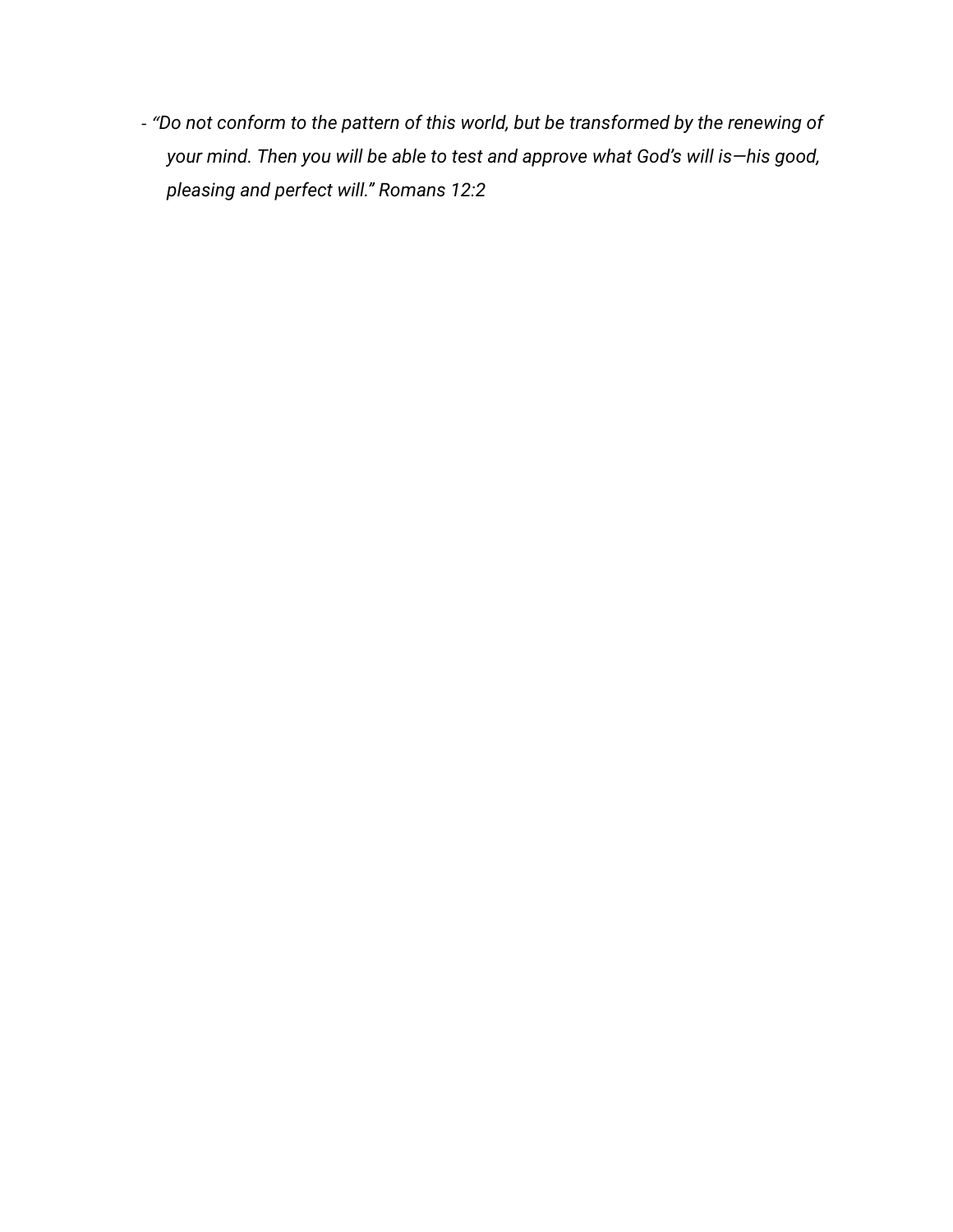- *"Do not conform to the pattern of this world, but be transformed by the renewing of your mind. Then you will be able to test and approve what God's will is—his good, pleasing and perfect will." Romans 12:2*